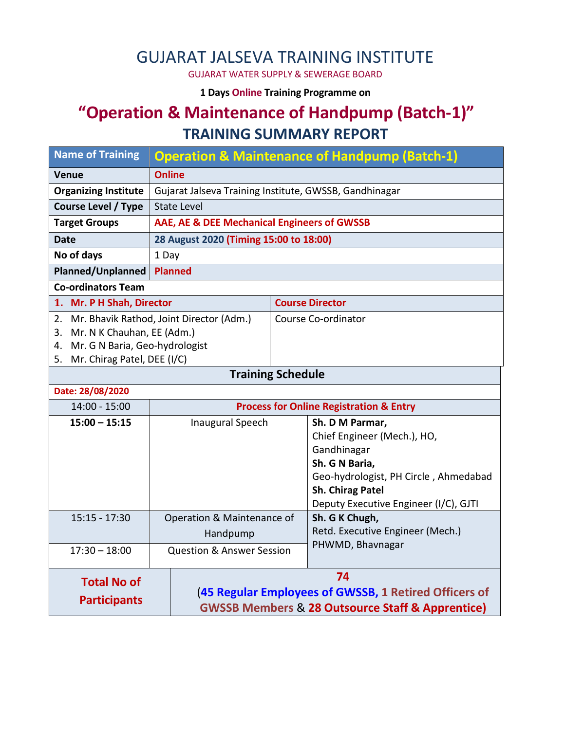# GUJARAT JALSEVA TRAINING INSTITUTE

GUJARAT WATER SUPPLY & SEWERAGE BOARD

**1 Days Online Training Programme on**

## "Operation & Maintenance of Handpump (Batch-1)"

## TRAINING SUMMARY REPORT

| Name of Training | Operation & Maintenance of Handpump (Batch-1) |
|---|---|
| Venue | Online |
| Organizing Institute | Gujarat Jalseva Training Institute, GWSSB, Gandhinagar |
| Course Level / Type | State Level |
| Target Groups | AAE, AE & DEE Mechanical Engineers of GWSSB |
| Date | 28 August 2020 (Timing 15:00 to 18:00) |
| No of days | 1 Day |
| Planned/Unplanned | Planned |

**Co-ordinators Team**

| Name | Role |
|---|---|
| 1. Mr. P H Shah, Director | Course Director |
| 2. Mr. Bhavik Rathod, Joint Director (Adm.)<br>3. Mr. N K Chauhan, EE (Adm.)<br>4. Mr. G N Baria, Geo-hydrologist<br>5. Mr. Chirag Patel, DEE (I/C) | Course Co-ordinator |

**Training Schedule**

Date: 28/08/2020

| Time | Session | Speaker |
|---|---|---|
| 14:00 - 15:00 | Process for Online Registration & Entry | |
| **15:00 – 15:15** | Inaugural Speech | **Sh. D M Parmar,** Chief Engineer (Mech.), HO, Gandhinagar<br>**Sh. G N Baria,** Geo-hydrologist, PH Circle , Ahmedabad<br>**Sh. Chirag Patel** Deputy Executive Engineer (I/C), GJTI |
| 15:15 - 17:30 | Operation & Maintenance of Handpump | **Sh. G K Chugh,** Retd. Executive Engineer (Mech.) PHWMD, Bhavnagar |
| 17:30 – 18:00 | Question & Answer Session | |

| Total No of Participants | 74 (45 Regular Employees of GWSSB, 1 Retired Officers of GWSSB Members & 28 Outsource Staff & Apprentice) |
|---|---|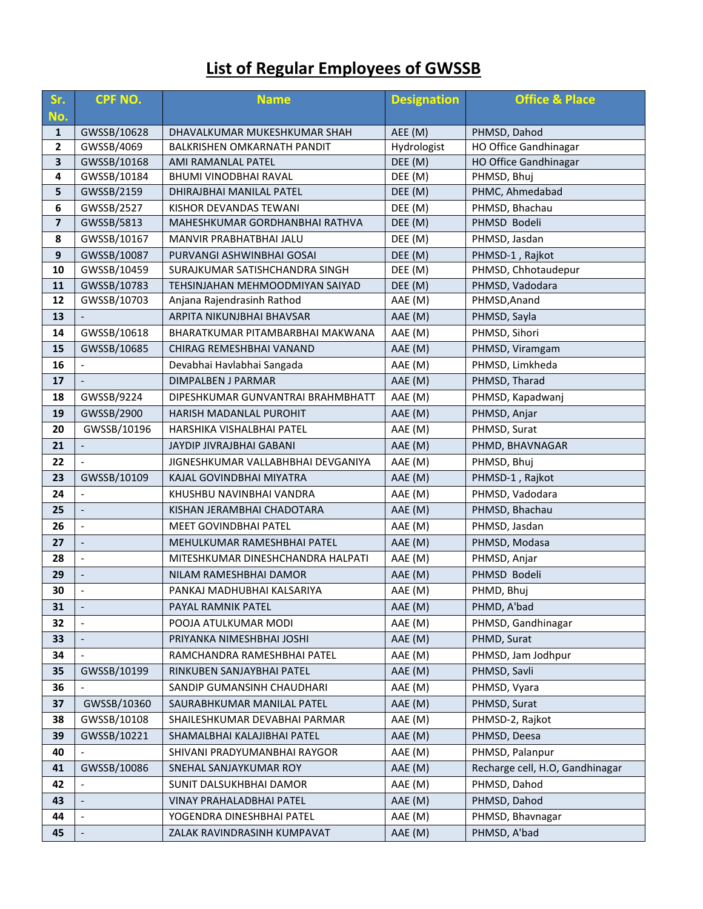# List of Regular Employees of GWSSB

| Sr. No. | CPF NO. | Name | Designation | Office & Place |
|---|---|---|---|---|
| 1 | GWSSB/10628 | DHAVALKUMAR MUKESHKUMAR SHAH | AEE (M) | PHMSD, Dahod |
| 2 | GWSSB/4069 | BALKRISHEN OMKARNATH PANDIT | Hydrologist | HO Office Gandhinagar |
| 3 | GWSSB/10168 | AMI RAMANLAL PATEL | DEE (M) | HO Office Gandhinagar |
| 4 | GWSSB/10184 | BHUMI VINODBHAI RAVAL | DEE (M) | PHMSD, Bhuj |
| 5 | GWSSB/2159 | DHIRAJBHAI MANILAL PATEL | DEE (M) | PHMC, Ahmedabad |
| 6 | GWSSB/2527 | KISHOR DEVANDAS TEWANI | DEE (M) | PHMSD, Bhachau |
| 7 | GWSSB/5813 | MAHESHKUMAR GORDHANBHAI RATHVA | DEE (M) | PHMSD Bodeli |
| 8 | GWSSB/10167 | MANVIR PRABHATBHAI JALU | DEE (M) | PHMSD, Jasdan |
| 9 | GWSSB/10087 | PURVANGI ASHWINBHAI GOSAI | DEE (M) | PHMSD-1 , Rajkot |
| 10 | GWSSB/10459 | SURAJKUMAR SATISHCHANDRA SINGH | DEE (M) | PHMSD, Chhotaudepur |
| 11 | GWSSB/10783 | TEHSINJAHAN MEHMOODMIYAN SAIYAD | DEE (M) | PHMSD, Vadodara |
| 12 | GWSSB/10703 | Anjana Rajendrasinh Rathod | AAE (M) | PHMSD,Anand |
| 13 | - | ARPITA NIKUNJBHAI BHAVSAR | AAE (M) | PHMSD, Sayla |
| 14 | GWSSB/10618 | BHARATKUMAR PITAMBARBHAI MAKWANA | AAE (M) | PHMSD, Sihori |
| 15 | GWSSB/10685 | CHIRAG REMESHBHAI VANAND | AAE (M) | PHMSD, Viramgam |
| 16 | - | Devabhai Havlabhai Sangada | AAE (M) | PHMSD, Limkheda |
| 17 | - | DIMPALBEN J PARMAR | AAE (M) | PHMSD, Tharad |
| 18 | GWSSB/9224 | DIPESHKUMAR GUNVANTRAI BRAHMBHATT | AAE (M) | PHMSD, Kapadwanj |
| 19 | GWSSB/2900 | HARISH MADANLAL PUROHIT | AAE (M) | PHMSD, Anjar |
| 20 | GWSSB/10196 | HARSHIKA VISHALBHAI PATEL | AAE (M) | PHMSD, Surat |
| 21 | - | JAYDIP JIVRAJBHAI GABANI | AAE (M) | PHMD, BHAVNAGAR |
| 22 | - | JIGNESHKUMAR VALLABHBHAI DEVGANIYA | AAE (M) | PHMSD, Bhuj |
| 23 | GWSSB/10109 | KAJAL GOVINDBHAI MIYATRA | AAE (M) | PHMSD-1 , Rajkot |
| 24 | - | KHUSHBU NAVINBHAI VANDRA | AAE (M) | PHMSD, Vadodara |
| 25 | - | KISHAN JERAMBHAI CHADOTARA | AAE (M) | PHMSD, Bhachau |
| 26 | - | MEET GOVINDBHAI PATEL | AAE (M) | PHMSD, Jasdan |
| 27 | - | MEHULKUMAR RAMESHBHAI PATEL | AAE (M) | PHMSD, Modasa |
| 28 | - | MITESHKUMAR DINESHCHANDRA HALPATI | AAE (M) | PHMSD, Anjar |
| 29 | - | NILAM RAMESHBHAI DAMOR | AAE (M) | PHMSD Bodeli |
| 30 | - | PANKAJ MADHUBHAI KALSARIYA | AAE (M) | PHMD, Bhuj |
| 31 | - | PAYAL RAMNIK PATEL | AAE (M) | PHMD, A'bad |
| 32 | - | POOJA ATULKUMAR MODI | AAE (M) | PHMSD, Gandhinagar |
| 33 | - | PRIYANKA NIMESHBHAI JOSHI | AAE (M) | PHMD, Surat |
| 34 | - | RAMCHANDRA RAMESHBHAI PATEL | AAE (M) | PHMSD, Jam Jodhpur |
| 35 | GWSSB/10199 | RINKUBEN SANJAYBHAI PATEL | AAE (M) | PHMSD, Savli |
| 36 | - | SANDIP GUMANSINH CHAUDHARI | AAE (M) | PHMSD, Vyara |
| 37 | GWSSB/10360 | SAURABHKUMAR MANILAL PATEL | AAE (M) | PHMSD, Surat |
| 38 | GWSSB/10108 | SHAILESHKUMAR DEVABHAI PARMAR | AAE (M) | PHMSD-2, Rajkot |
| 39 | GWSSB/10221 | SHAMALBHAI KALAJIBHAI PATEL | AAE (M) | PHMSD, Deesa |
| 40 | - | SHIVANI PRADYUMANBHAI RAYGOR | AAE (M) | PHMSD, Palanpur |
| 41 | GWSSB/10086 | SNEHAL SANJAYKUMAR ROY | AAE (M) | Recharge cell, H.O, Gandhinagar |
| 42 | - | SUNIT DALSUKHBHAI DAMOR | AAE (M) | PHMSD, Dahod |
| 43 | - | VINAY PRAHALADBHAI PATEL | AAE (M) | PHMSD, Dahod |
| 44 | - | YOGENDRA DINESHBHAI PATEL | AAE (M) | PHMSD, Bhavnagar |
| 45 | - | ZALAK RAVINDRASINH KUMPAVAT | AAE (M) | PHMSD, A'bad |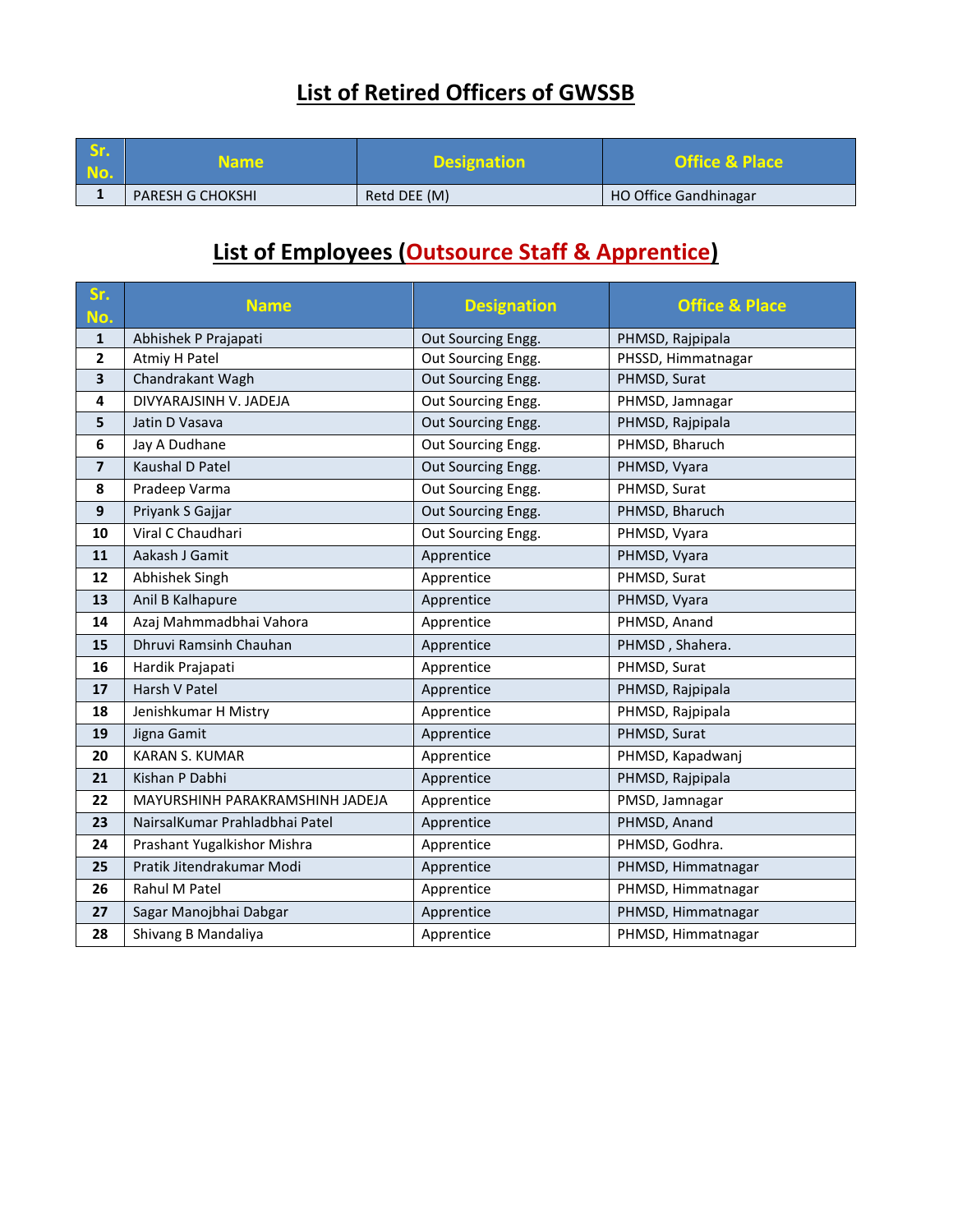## List of Retired Officers of GWSSB

| Sr. No. | Name | Designation | Office & Place |
|---|---|---|---|
| 1 | PARESH G CHOKSHI | Retd DEE (M) | HO Office Gandhinagar |

## List of Employees (Outsource Staff & Apprentice)

| Sr. No. | Name | Designation | Office & Place |
|---|---|---|---|
| 1 | Abhishek P Prajapati | Out Sourcing Engg. | PHMSD, Rajpipala |
| 2 | Atmiy H Patel | Out Sourcing Engg. | PHSSD, Himmatnagar |
| 3 | Chandrakant Wagh | Out Sourcing Engg. | PHMSD, Surat |
| 4 | DIVYARAJSINH V. JADEJA | Out Sourcing Engg. | PHMSD, Jamnagar |
| 5 | Jatin D Vasava | Out Sourcing Engg. | PHMSD, Rajpipala |
| 6 | Jay A Dudhane | Out Sourcing Engg. | PHMSD, Bharuch |
| 7 | Kaushal D Patel | Out Sourcing Engg. | PHMSD, Vyara |
| 8 | Pradeep Varma | Out Sourcing Engg. | PHMSD, Surat |
| 9 | Priyank S Gajjar | Out Sourcing Engg. | PHMSD, Bharuch |
| 10 | Viral C Chaudhari | Out Sourcing Engg. | PHMSD, Vyara |
| 11 | Aakash J Gamit | Apprentice | PHMSD, Vyara |
| 12 | Abhishek Singh | Apprentice | PHMSD, Surat |
| 13 | Anil B Kalhapure | Apprentice | PHMSD, Vyara |
| 14 | Azaj Mahmmadbhai Vahora | Apprentice | PHMSD, Anand |
| 15 | Dhruvi Ramsinh Chauhan | Apprentice | PHMSD , Shahera. |
| 16 | Hardik Prajapati | Apprentice | PHMSD, Surat |
| 17 | Harsh V Patel | Apprentice | PHMSD, Rajpipala |
| 18 | Jenishkumar H Mistry | Apprentice | PHMSD, Rajpipala |
| 19 | Jigna Gamit | Apprentice | PHMSD, Surat |
| 20 | KARAN S. KUMAR | Apprentice | PHMSD, Kapadwanj |
| 21 | Kishan P Dabhi | Apprentice | PHMSD, Rajpipala |
| 22 | MAYURSHINH PARAKRAMSHINH JADEJA | Apprentice | PMSD, Jamnagar |
| 23 | NairsalKumar Prahladbhai Patel | Apprentice | PHMSD, Anand |
| 24 | Prashant Yugalkishor Mishra | Apprentice | PHMSD, Godhra. |
| 25 | Pratik Jitendrakumar Modi | Apprentice | PHMSD, Himmatnagar |
| 26 | Rahul M Patel | Apprentice | PHMSD, Himmatnagar |
| 27 | Sagar Manojbhai Dabgar | Apprentice | PHMSD, Himmatnagar |
| 28 | Shivang B Mandaliya | Apprentice | PHMSD, Himmatnagar |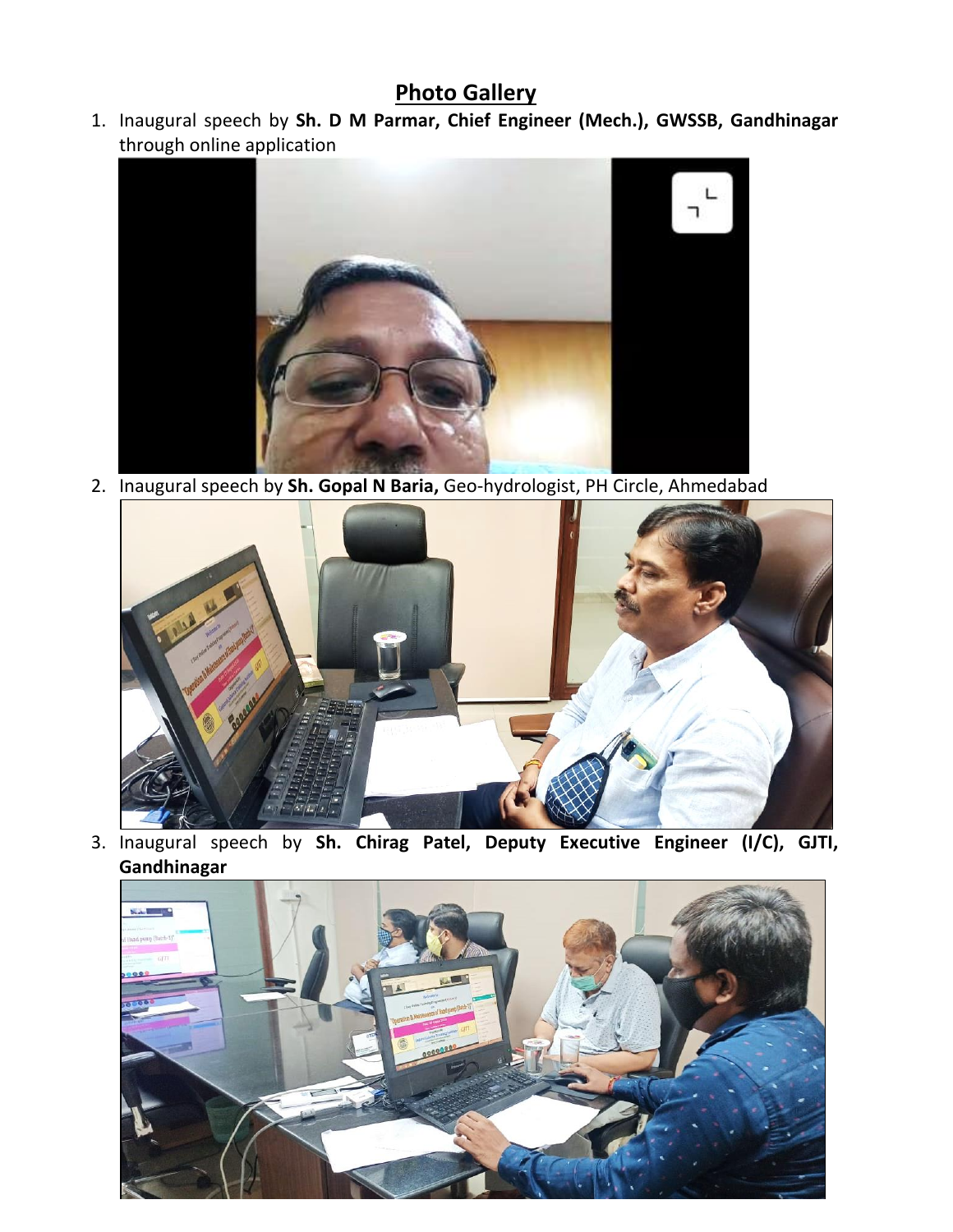## Photo Gallery

1. Inaugural speech by **Sh. D M Parmar, Chief Engineer (Mech.), GWSSB, Gandhinagar** through online application

2. Inaugural speech by **Sh. Gopal N Baria,** Geo-hydrologist, PH Circle, Ahmedabad

3. Inaugural speech by **Sh. Chirag Patel, Deputy Executive Engineer (I/C), GJTI, Gandhinagar**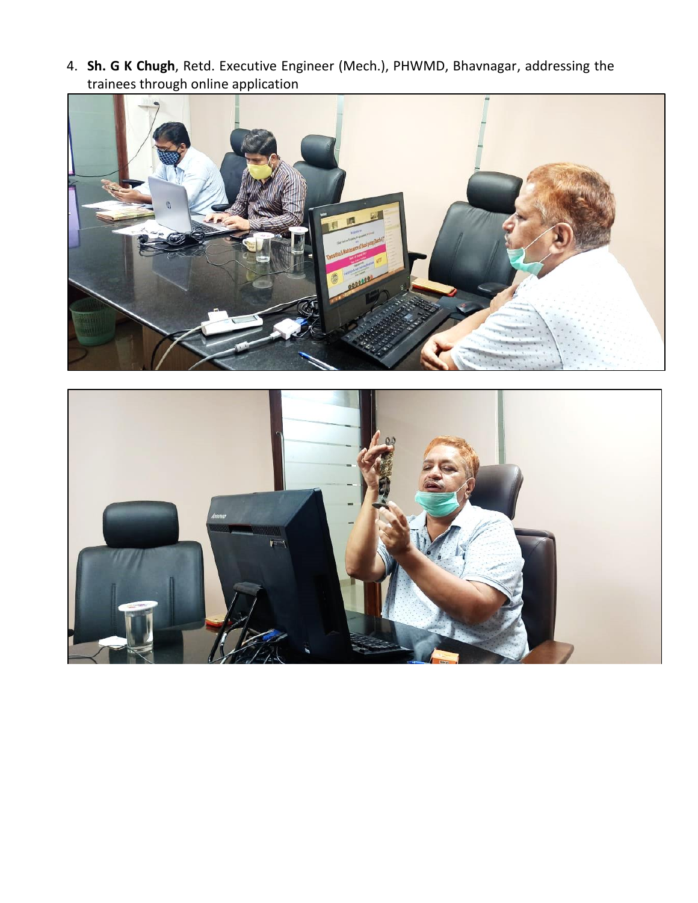4. **Sh. G K Chugh**, Retd. Executive Engineer (Mech.), PHWMD, Bhavnagar, addressing the trainees through online application